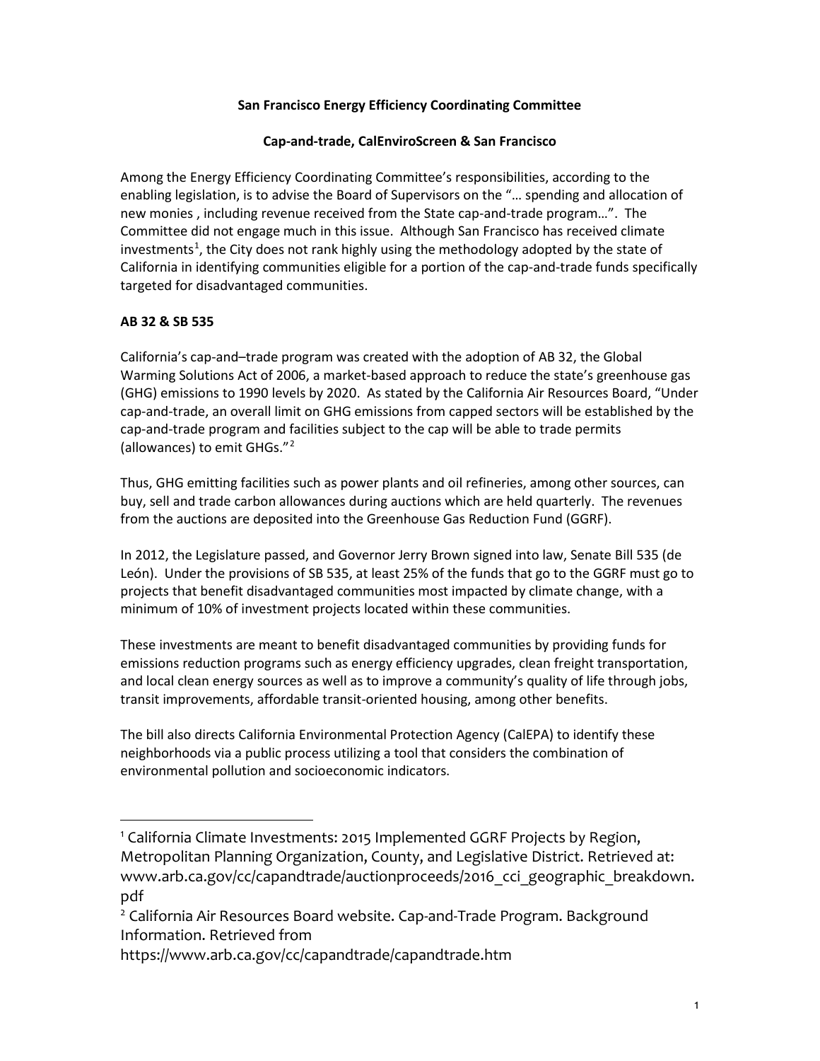**San Francisco Energy Efficiency Coordinating Committee**

**Cap-and-trade, CalEnviroScreen & San Francisco**

Among the Energy Efficiency Coordinating Committee's responsibilities, according to the enabling legislation, is to advise the Board of Supervisors on the "… spending and allocation of new monies , including revenue received from the State cap-and-trade program…". The Committee did not engage much in this issue. Although San Francisco has received climate investments[1], the City does not rank highly using the methodology adopted by the state of California in identifying communities eligible for a portion of the cap-and-trade funds specifically targeted for disadvantaged communities.

**AB 32 & SB 535**

California's cap-and–trade program was created with the adoption of AB 32, the Global Warming Solutions Act of 2006, a market-based approach to reduce the state's greenhouse gas (GHG) emissions to 1990 levels by 2020. As stated by the California Air Resources Board, "Under cap-and-trade, an overall limit on GHG emissions from capped sectors will be established by the cap-and-trade program and facilities subject to the cap will be able to trade permits (allowances) to emit GHGs."[2]

Thus, GHG emitting facilities such as power plants and oil refineries, among other sources, can buy, sell and trade carbon allowances during auctions which are held quarterly. The revenues from the auctions are deposited into the Greenhouse Gas Reduction Fund (GGRF).

In 2012, the Legislature passed, and Governor Jerry Brown signed into law, Senate Bill 535 (de León). Under the provisions of SB 535, at least 25% of the funds that go to the GGRF must go to projects that benefit disadvantaged communities most impacted by climate change, with a minimum of 10% of investment projects located within these communities.

These investments are meant to benefit disadvantaged communities by providing funds for emissions reduction programs such as energy efficiency upgrades, clean freight transportation, and local clean energy sources as well as to improve a community's quality of life through jobs, transit improvements, affordable transit-oriented housing, among other benefits.

The bill also directs California Environmental Protection Agency (CalEPA) to identify these neighborhoods via a public process utilizing a tool that considers the combination of environmental pollution and socioeconomic indicators.

---

[1] California Climate Investments: 2015 Implemented GGRF Projects by Region, Metropolitan Planning Organization, County, and Legislative District. Retrieved at: www.arb.ca.gov/cc/capandtrade/auctionproceeds/2016_cci_geographic_breakdown.pdf

[2] California Air Resources Board website. Cap-and-Trade Program. Background Information. Retrieved from https://www.arb.ca.gov/cc/capandtrade/capandtrade.htm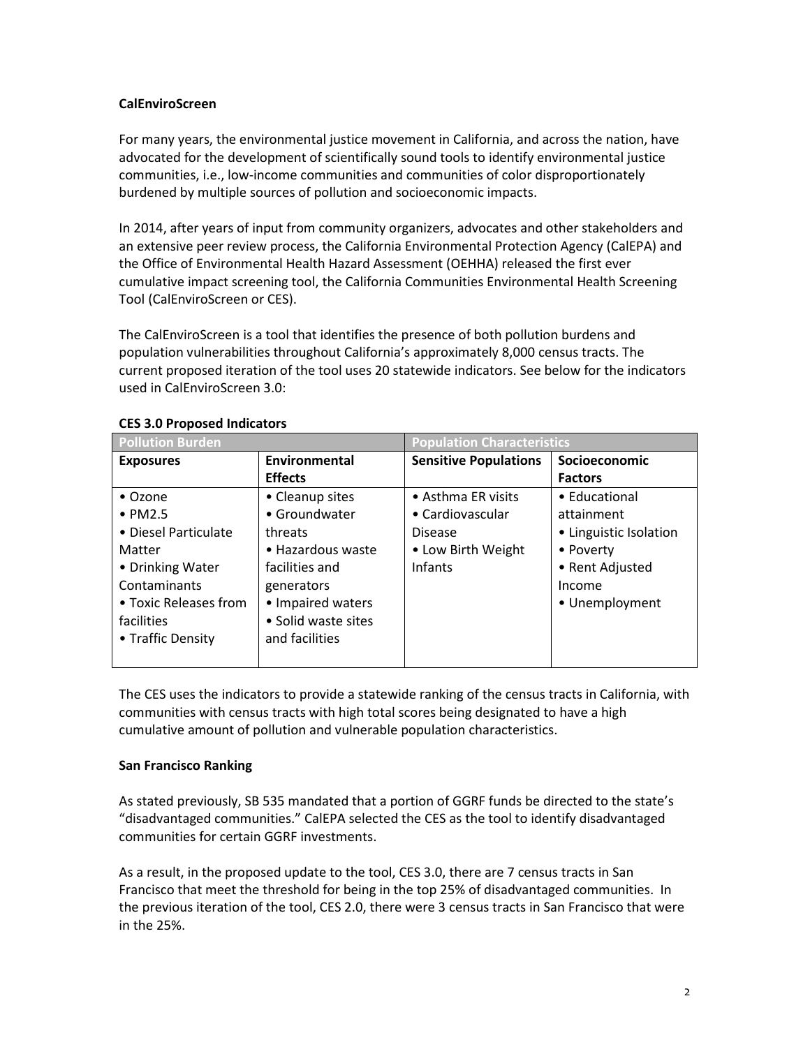**CalEnviroScreen**

For many years, the environmental justice movement in California, and across the nation, have advocated for the development of scientifically sound tools to identify environmental justice communities, i.e., low-income communities and communities of color disproportionately burdened by multiple sources of pollution and socioeconomic impacts.

In 2014, after years of input from community organizers, advocates and other stakeholders and an extensive peer review process, the California Environmental Protection Agency (CalEPA) and the Office of Environmental Health Hazard Assessment (OEHHA) released the first ever cumulative impact screening tool, the California Communities Environmental Health Screening Tool (CalEnviroScreen or CES).

The CalEnviroScreen is a tool that identifies the presence of both pollution burdens and population vulnerabilities throughout California's approximately 8,000 census tracts. The current proposed iteration of the tool uses 20 statewide indicators. See below for the indicators used in CalEnviroScreen 3.0:

**CES 3.0 Proposed Indicators**

| Pollution Burden | | Population Characteristics | |
|---|---|---|---|
| **Exposures** | **Environmental Effects** | **Sensitive Populations** | **Socioeconomic Factors** |
| • Ozone<br>• PM2.5<br>• Diesel Particulate Matter<br>• Drinking Water Contaminants<br>• Toxic Releases from facilities<br>• Traffic Density | • Cleanup sites<br>• Groundwater threats<br>• Hazardous waste facilities and generators<br>• Impaired waters<br>• Solid waste sites and facilities | • Asthma ER visits<br>• Cardiovascular Disease<br>• Low Birth Weight Infants | • Educational attainment<br>• Linguistic Isolation<br>• Poverty<br>• Rent Adjusted Income<br>• Unemployment |

The CES uses the indicators to provide a statewide ranking of the census tracts in California, with communities with census tracts with high total scores being designated to have a high cumulative amount of pollution and vulnerable population characteristics.

**San Francisco Ranking**

As stated previously, SB 535 mandated that a portion of GGRF funds be directed to the state's "disadvantaged communities." CalEPA selected the CES as the tool to identify disadvantaged communities for certain GGRF investments.

As a result, in the proposed update to the tool, CES 3.0, there are 7 census tracts in San Francisco that meet the threshold for being in the top 25% of disadvantaged communities. In the previous iteration of the tool, CES 2.0, there were 3 census tracts in San Francisco that were in the 25%.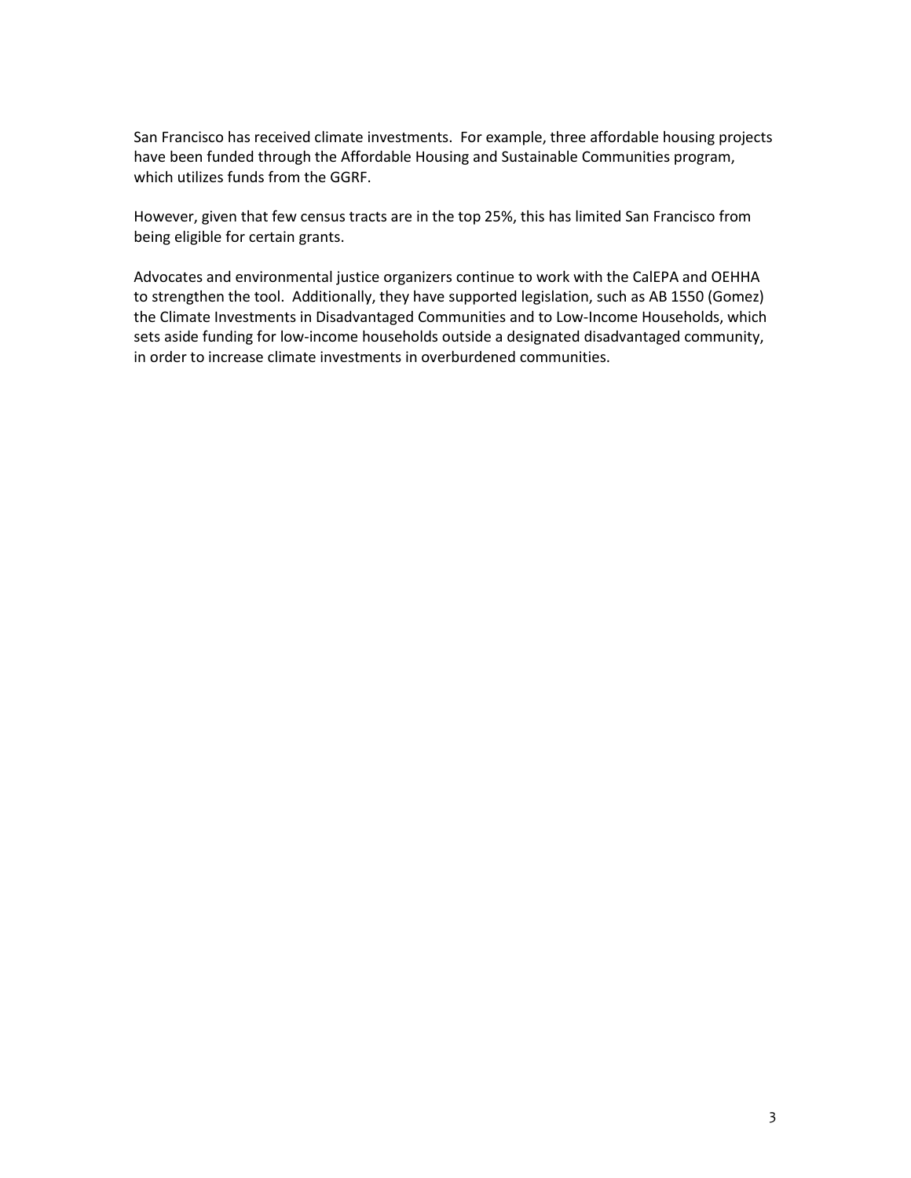San Francisco has received climate investments. For example, three affordable housing projects have been funded through the Affordable Housing and Sustainable Communities program, which utilizes funds from the GGRF.

However, given that few census tracts are in the top 25%, this has limited San Francisco from being eligible for certain grants.

Advocates and environmental justice organizers continue to work with the CalEPA and OEHHA to strengthen the tool. Additionally, they have supported legislation, such as AB 1550 (Gomez) the Climate Investments in Disadvantaged Communities and to Low-Income Households, which sets aside funding for low-income households outside a designated disadvantaged community, in order to increase climate investments in overburdened communities.